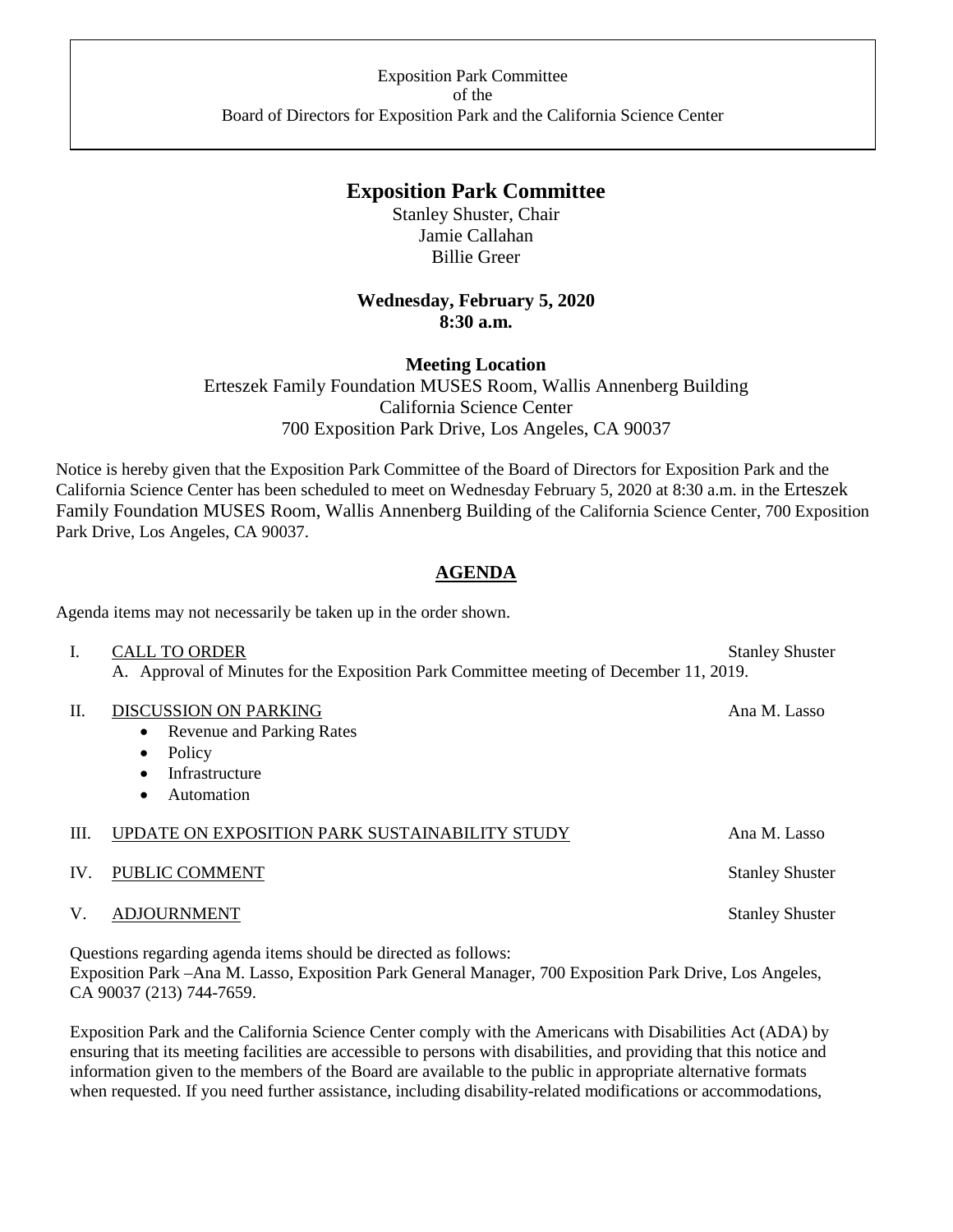Exposition Park Committee
of the
Board of Directors for Exposition Park and the California Science Center

# Exposition Park Committee

Stanley Shuster, Chair
Jamie Callahan
Billie Greer

**Wednesday, February 5, 2020**
**8:30 a.m.**

**Meeting Location**
Erteszek Family Foundation MUSES Room, Wallis Annenberg Building
California Science Center
700 Exposition Park Drive, Los Angeles, CA 90037

Notice is hereby given that the Exposition Park Committee of the Board of Directors for Exposition Park and the California Science Center has been scheduled to meet on Wednesday February 5, 2020 at 8:30 a.m. in the Erteszek Family Foundation MUSES Room, Wallis Annenberg Building of the California Science Center, 700 Exposition Park Drive, Los Angeles, CA 90037.

## AGENDA

Agenda items may not necessarily be taken up in the order shown.

I. CALL TO ORDER — Stanley Shuster
   A. Approval of Minutes for the Exposition Park Committee meeting of December 11, 2019.

II. DISCUSSION ON PARKING — Ana M. Lasso
   - Revenue and Parking Rates
   - Policy
   - Infrastructure
   - Automation

III. UPDATE ON EXPOSITION PARK SUSTAINABILITY STUDY — Ana M. Lasso

IV. PUBLIC COMMENT — Stanley Shuster

V. ADJOURNMENT — Stanley Shuster

Questions regarding agenda items should be directed as follows:
Exposition Park –Ana M. Lasso, Exposition Park General Manager, 700 Exposition Park Drive, Los Angeles, CA 90037 (213) 744-7659.

Exposition Park and the California Science Center comply with the Americans with Disabilities Act (ADA) by ensuring that its meeting facilities are accessible to persons with disabilities, and providing that this notice and information given to the members of the Board are available to the public in appropriate alternative formats when requested. If you need further assistance, including disability-related modifications or accommodations,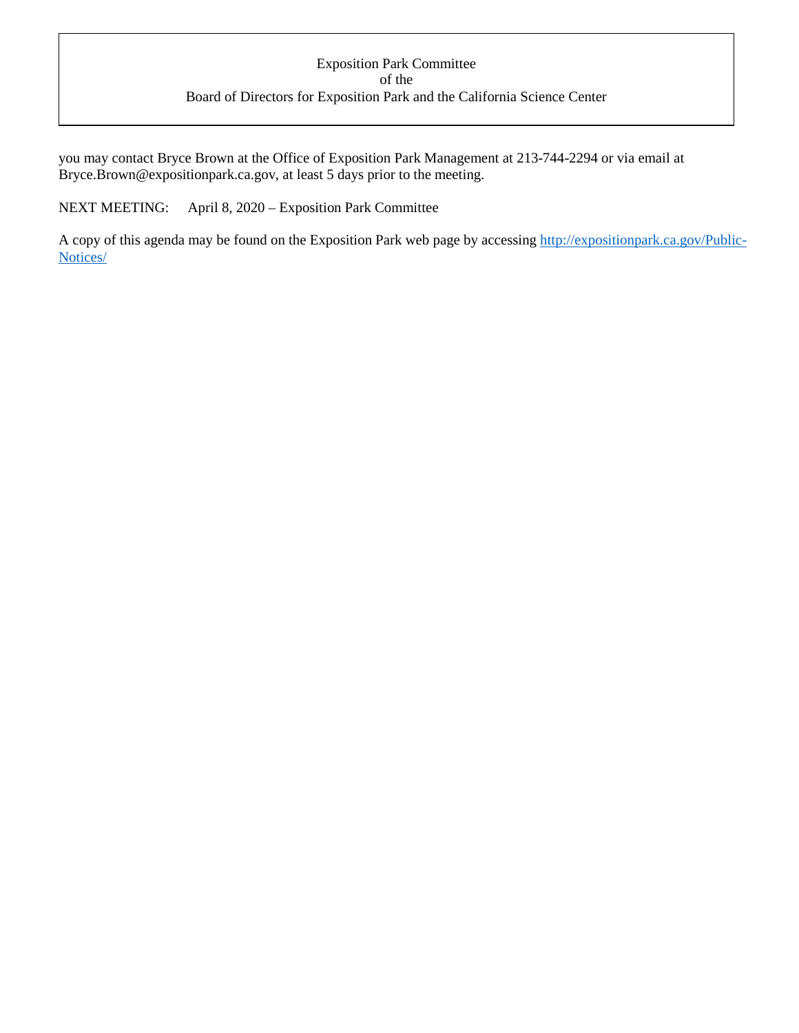you may contact Bryce Brown at the Office of Exposition Park Management at 213-744-2294 or via email at Bryce.Brown@expositionpark.ca.gov, at least 5 days prior to the meeting.

NEXT MEETING: April 8, 2020 – Exposition Park Committee

A copy of this agenda may be found on the Exposition Park web page by accessing http://expositionpark.ca.gov/Public-Notices/